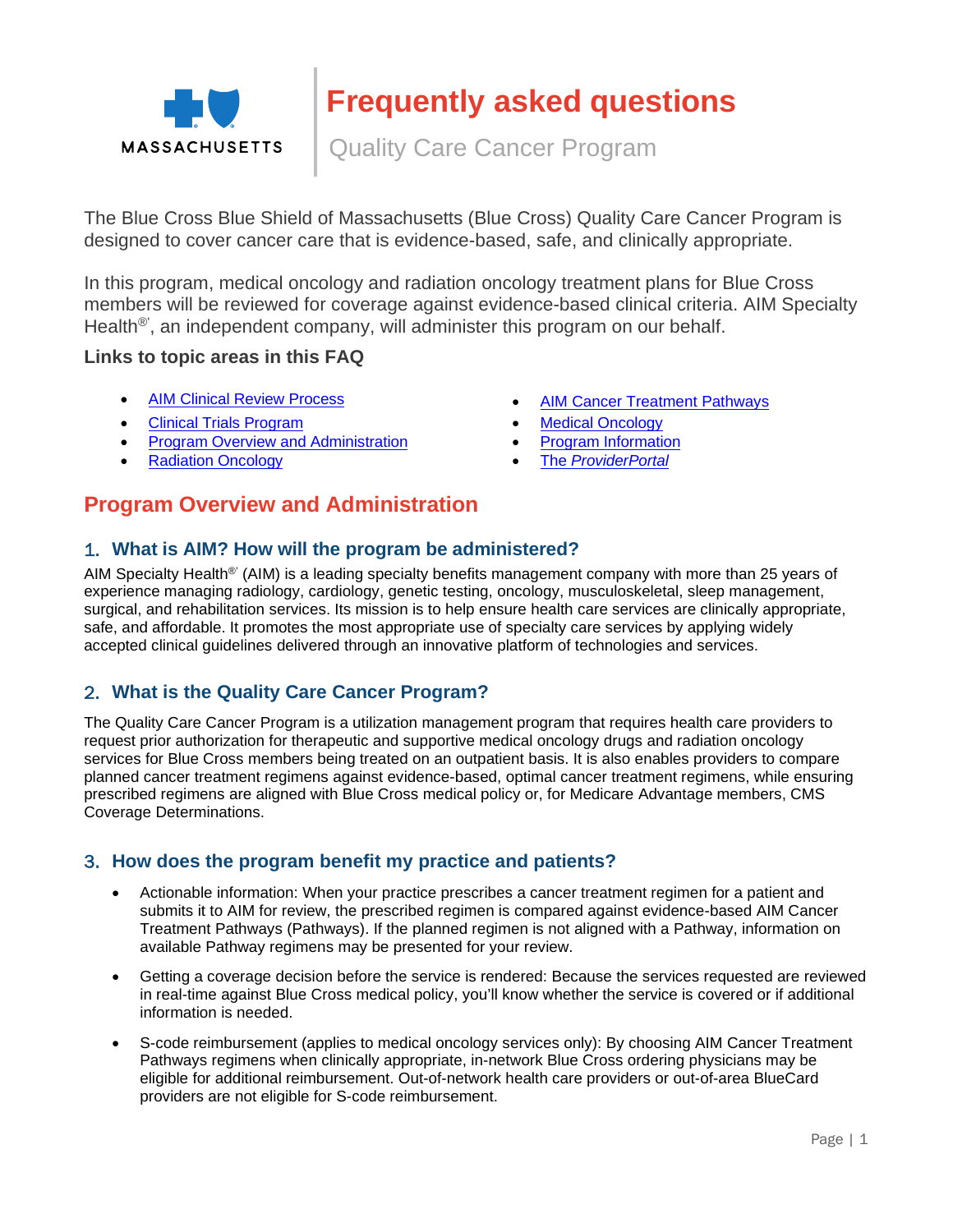# Frequently asked questions

## Quality Care Cancer Program

The Blue Cross Blue Shield of Massachusetts (Blue Cross) Quality Care Cancer Program is designed to cover cancer care that is evidence-based, safe, and clinically appropriate.

In this program, medical oncology and radiation oncology treatment plans for Blue Cross members will be reviewed for coverage against evidence-based clinical criteria. AIM Specialty Health®', an independent company, will administer this program on our behalf.

**Links to topic areas in this FAQ**

- AIM Clinical Review Process
- Clinical Trials Program
- Program Overview and Administration
- Radiation Oncology
- AIM Cancer Treatment Pathways
- Medical Oncology
- Program Information
- The *ProviderPortal*

## Program Overview and Administration

### 1. What is AIM? How will the program be administered?

AIM Specialty Health®' (AIM) is a leading specialty benefits management company with more than 25 years of experience managing radiology, cardiology, genetic testing, oncology, musculoskeletal, sleep management, surgical, and rehabilitation services. Its mission is to help ensure health care services are clinically appropriate, safe, and affordable. It promotes the most appropriate use of specialty care services by applying widely accepted clinical guidelines delivered through an innovative platform of technologies and services.

### 2. What is the Quality Care Cancer Program?

The Quality Care Cancer Program is a utilization management program that requires health care providers to request prior authorization for therapeutic and supportive medical oncology drugs and radiation oncology services for Blue Cross members being treated on an outpatient basis. It is also enables providers to compare planned cancer treatment regimens against evidence-based, optimal cancer treatment regimens, while ensuring prescribed regimens are aligned with Blue Cross medical policy or, for Medicare Advantage members, CMS Coverage Determinations.

### 3. How does the program benefit my practice and patients?

- Actionable information: When your practice prescribes a cancer treatment regimen for a patient and submits it to AIM for review, the prescribed regimen is compared against evidence-based AIM Cancer Treatment Pathways (Pathways). If the planned regimen is not aligned with a Pathway, information on available Pathway regimens may be presented for your review.
- Getting a coverage decision before the service is rendered: Because the services requested are reviewed in real-time against Blue Cross medical policy, you'll know whether the service is covered or if additional information is needed.
- S-code reimbursement (applies to medical oncology services only): By choosing AIM Cancer Treatment Pathways regimens when clinically appropriate, in-network Blue Cross ordering physicians may be eligible for additional reimbursement. Out-of-network health care providers or out-of-area BlueCard providers are not eligible for S-code reimbursement.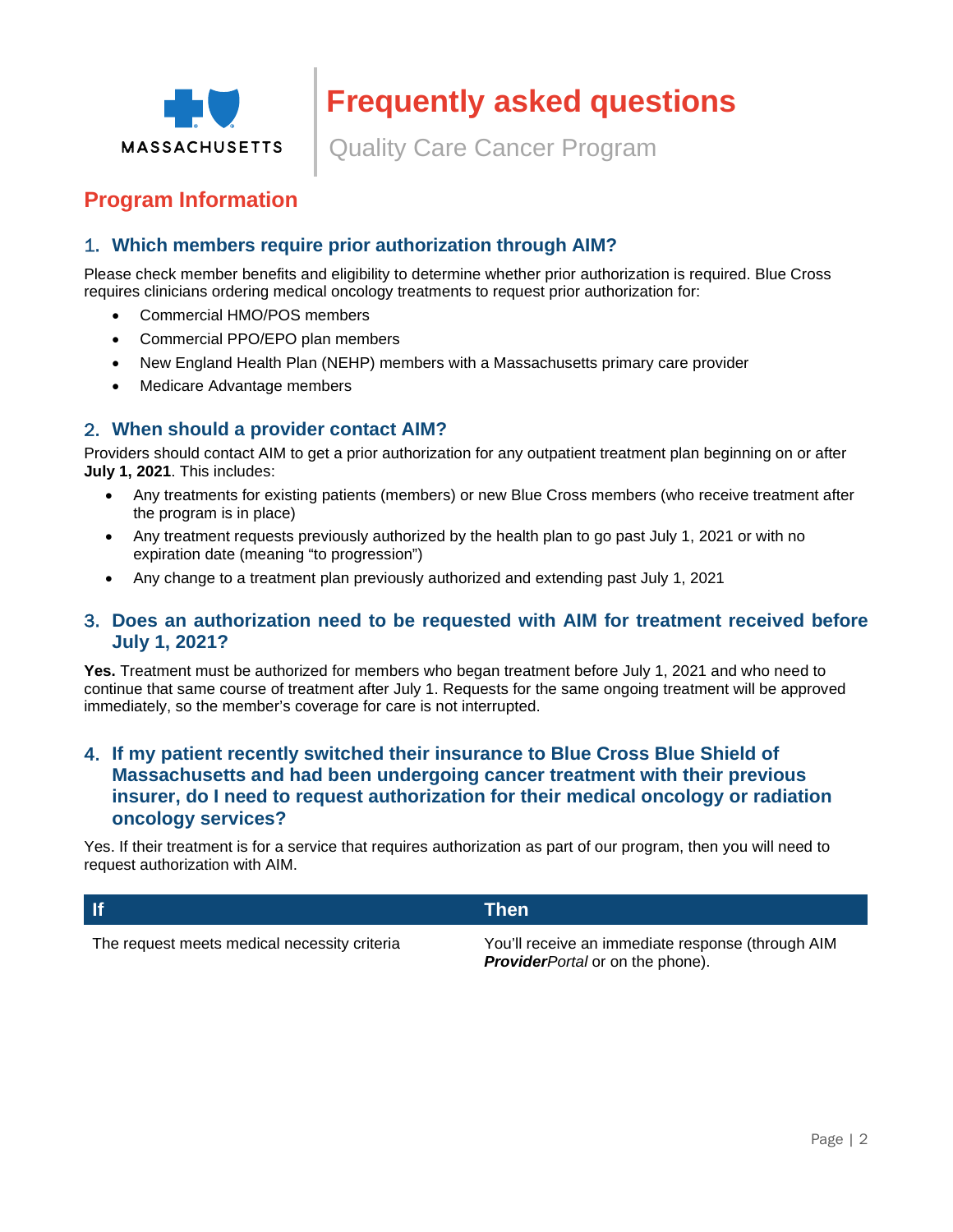# Frequently asked questions

Quality Care Cancer Program

## Program Information

### 1. Which members require prior authorization through AIM?

Please check member benefits and eligibility to determine whether prior authorization is required. Blue Cross requires clinicians ordering medical oncology treatments to request prior authorization for:

- Commercial HMO/POS members
- Commercial PPO/EPO plan members
- New England Health Plan (NEHP) members with a Massachusetts primary care provider
- Medicare Advantage members

### 2. When should a provider contact AIM?

Providers should contact AIM to get a prior authorization for any outpatient treatment plan beginning on or after **July 1, 2021**. This includes:

- Any treatments for existing patients (members) or new Blue Cross members (who receive treatment after the program is in place)
- Any treatment requests previously authorized by the health plan to go past July 1, 2021 or with no expiration date (meaning "to progression")
- Any change to a treatment plan previously authorized and extending past July 1, 2021

### 3. Does an authorization need to be requested with AIM for treatment received before July 1, 2021?

**Yes.** Treatment must be authorized for members who began treatment before July 1, 2021 and who need to continue that same course of treatment after July 1. Requests for the same ongoing treatment will be approved immediately, so the member's coverage for care is not interrupted.

### 4. If my patient recently switched their insurance to Blue Cross Blue Shield of Massachusetts and had been undergoing cancer treatment with their previous insurer, do I need to request authorization for their medical oncology or radiation oncology services?

Yes. If their treatment is for a service that requires authorization as part of our program, then you will need to request authorization with AIM.

| If | Then |
|---|---|
| The request meets medical necessity criteria | You'll receive an immediate response (through AIM ***Provider****Portal* or on the phone). |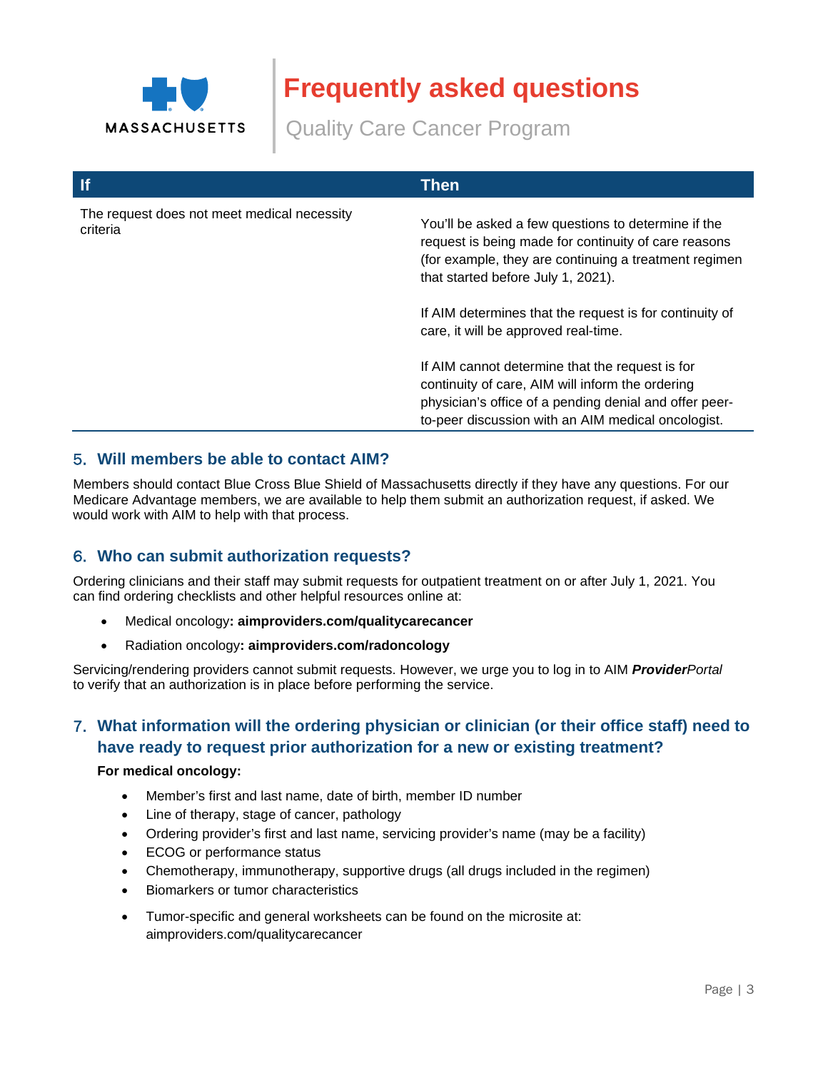| If | Then |
| --- | --- |
| The request does not meet medical necessity criteria | You'll be asked a few questions to determine if the request is being made for continuity of care reasons (for example, they are continuing a treatment regimen that started before July 1, 2021).<br><br>If AIM determines that the request is for continuity of care, it will be approved real-time.<br><br>If AIM cannot determine that the request is for continuity of care, AIM will inform the ordering physician's office of a pending denial and offer peer-to-peer discussion with an AIM medical oncologist. |

## 5. Will members be able to contact AIM?

Members should contact Blue Cross Blue Shield of Massachusetts directly if they have any questions. For our Medicare Advantage members, we are available to help them submit an authorization request, if asked. We would work with AIM to help with that process.

## 6. Who can submit authorization requests?

Ordering clinicians and their staff may submit requests for outpatient treatment on or after July 1, 2021. You can find ordering checklists and other helpful resources online at:

- Medical oncology**: aimproviders.com/qualitycarecancer**
- Radiation oncology**: aimproviders.com/radoncology**

Servicing/rendering providers cannot submit requests. However, we urge you to log in to AIM ***Provider****Portal* to verify that an authorization is in place before performing the service.

## 7. What information will the ordering physician or clinician (or their office staff) need to have ready to request prior authorization for a new or existing treatment?

**For medical oncology:**

- Member's first and last name, date of birth, member ID number
- Line of therapy, stage of cancer, pathology
- Ordering provider's first and last name, servicing provider's name (may be a facility)
- ECOG or performance status
- Chemotherapy, immunotherapy, supportive drugs (all drugs included in the regimen)
- Biomarkers or tumor characteristics
- Tumor-specific and general worksheets can be found on the microsite at: aimproviders.com/qualitycarecancer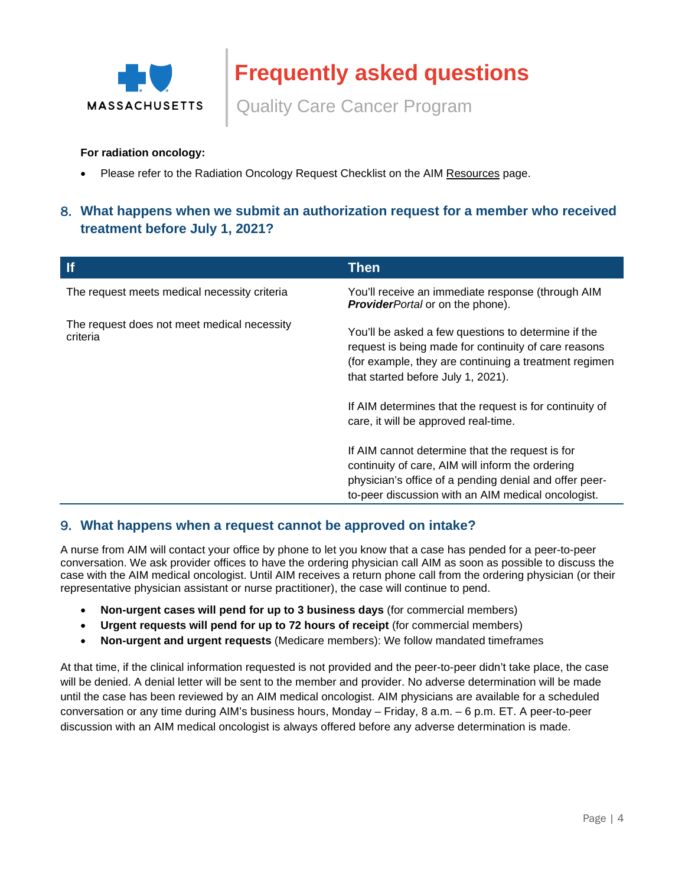**For radiation oncology:**

- Please refer to the Radiation Oncology Request Checklist on the AIM Resources page.

## 8. What happens when we submit an authorization request for a member who received treatment before July 1, 2021?

| If | Then |
| --- | --- |
| The request meets medical necessity criteria | You'll receive an immediate response (through AIM ***Provider****Portal* or on the phone). |
| The request does not meet medical necessity criteria | You'll be asked a few questions to determine if the request is being made for continuity of care reasons (for example, they are continuing a treatment regimen that started before July 1, 2021).<br><br>If AIM determines that the request is for continuity of care, it will be approved real-time.<br><br>If AIM cannot determine that the request is for continuity of care, AIM will inform the ordering physician's office of a pending denial and offer peer-to-peer discussion with an AIM medical oncologist. |

## 9. What happens when a request cannot be approved on intake?

A nurse from AIM will contact your office by phone to let you know that a case has pended for a peer-to-peer conversation. We ask provider offices to have the ordering physician call AIM as soon as possible to discuss the case with the AIM medical oncologist. Until AIM receives a return phone call from the ordering physician (or their representative physician assistant or nurse practitioner), the case will continue to pend.

- **Non-urgent cases will pend for up to 3 business days** (for commercial members)
- **Urgent requests will pend for up to 72 hours of receipt** (for commercial members)
- **Non-urgent and urgent requests** (Medicare members): We follow mandated timeframes

At that time, if the clinical information requested is not provided and the peer-to-peer didn't take place, the case will be denied. A denial letter will be sent to the member and provider. No adverse determination will be made until the case has been reviewed by an AIM medical oncologist. AIM physicians are available for a scheduled conversation or any time during AIM's business hours, Monday – Friday, 8 a.m. – 6 p.m. ET. A peer-to-peer discussion with an AIM medical oncologist is always offered before any adverse determination is made.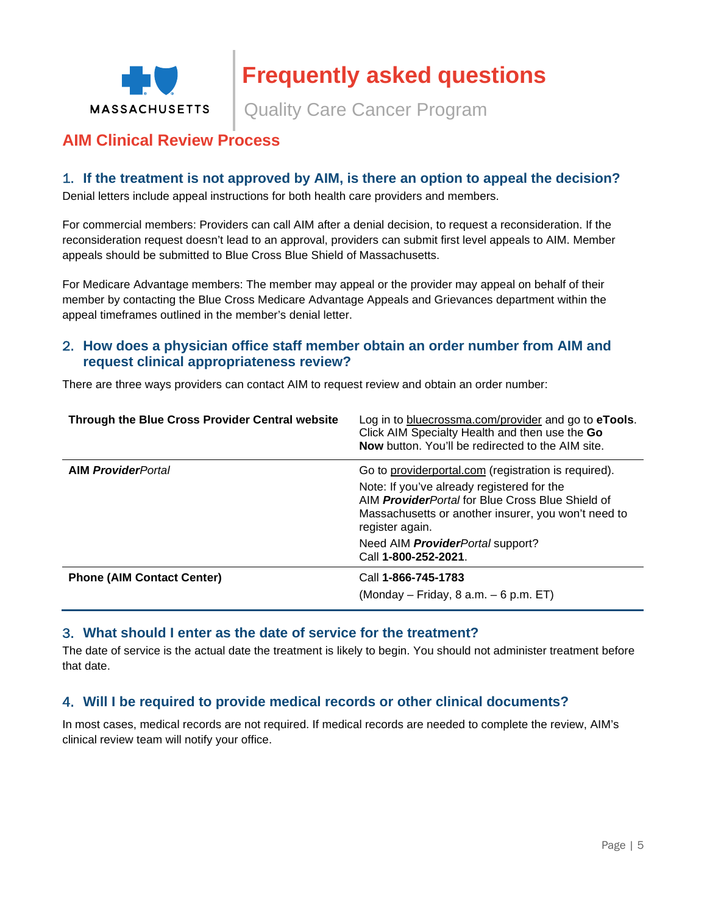# Frequently asked questions

Quality Care Cancer Program

## AIM Clinical Review Process

### 1. If the treatment is not approved by AIM, is there an option to appeal the decision?

Denial letters include appeal instructions for both health care providers and members.

For commercial members: Providers can call AIM after a denial decision, to request a reconsideration. If the reconsideration request doesn't lead to an approval, providers can submit first level appeals to AIM. Member appeals should be submitted to Blue Cross Blue Shield of Massachusetts.

For Medicare Advantage members: The member may appeal or the provider may appeal on behalf of their member by contacting the Blue Cross Medicare Advantage Appeals and Grievances department within the appeal timeframes outlined in the member's denial letter.

### 2. How does a physician office staff member obtain an order number from AIM and request clinical appropriateness review?

There are three ways providers can contact AIM to request review and obtain an order number:

| | |
|---|---|
| **Through the Blue Cross Provider Central website** | Log in to bluecrossma.com/provider and go to **eTools**. Click AIM Specialty Health and then use the **Go Now** button. You'll be redirected to the AIM site. |
| **AIM *Provider*Portal** | Go to providerportal.com (registration is required).<br>Note: If you've already registered for the AIM ***Provider****Portal* for Blue Cross Blue Shield of Massachusetts or another insurer, you won't need to register again.<br>Need AIM ***Provider****Portal* support? Call **1-800-252-2021**. |
| **Phone (AIM Contact Center)** | Call **1-866-745-1783**<br>(Monday – Friday, 8 a.m. – 6 p.m. ET) |

### 3. What should I enter as the date of service for the treatment?

The date of service is the actual date the treatment is likely to begin. You should not administer treatment before that date.

### 4. Will I be required to provide medical records or other clinical documents?

In most cases, medical records are not required. If medical records are needed to complete the review, AIM's clinical review team will notify your office.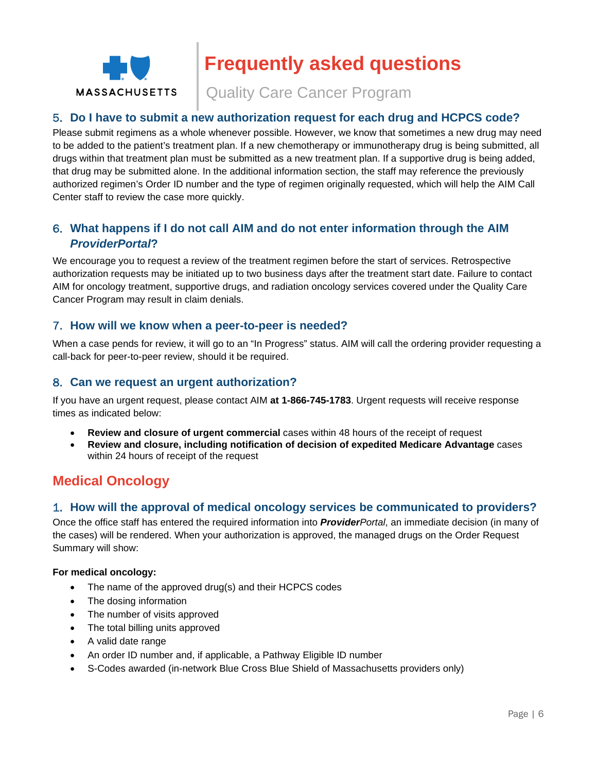### 5. Do I have to submit a new authorization request for each drug and HCPCS code?

Please submit regimens as a whole whenever possible. However, we know that sometimes a new drug may need to be added to the patient's treatment plan. If a new chemotherapy or immunotherapy drug is being submitted, all drugs within that treatment plan must be submitted as a new treatment plan. If a supportive drug is being added, that drug may be submitted alone. In the additional information section, the staff may reference the previously authorized regimen's Order ID number and the type of regimen originally requested, which will help the AIM Call Center staff to review the case more quickly.

### 6. What happens if I do not call AIM and do not enter information through the AIM *ProviderPortal*?

We encourage you to request a review of the treatment regimen before the start of services. Retrospective authorization requests may be initiated up to two business days after the treatment start date. Failure to contact AIM for oncology treatment, supportive drugs, and radiation oncology services covered under the Quality Care Cancer Program may result in claim denials.

### 7. How will we know when a peer-to-peer is needed?

When a case pends for review, it will go to an "In Progress" status. AIM will call the ordering provider requesting a call-back for peer-to-peer review, should it be required.

### 8. Can we request an urgent authorization?

If you have an urgent request, please contact AIM **at 1-866-745-1783**. Urgent requests will receive response times as indicated below:

- **Review and closure of urgent commercial** cases within 48 hours of the receipt of request
- **Review and closure, including notification of decision of expedited Medicare Advantage** cases within 24 hours of receipt of the request

## Medical Oncology

### 1. How will the approval of medical oncology services be communicated to providers?

Once the office staff has entered the required information into ***Provider****Portal*, an immediate decision (in many of the cases) will be rendered. When your authorization is approved, the managed drugs on the Order Request Summary will show:

**For medical oncology:**

- The name of the approved drug(s) and their HCPCS codes
- The dosing information
- The number of visits approved
- The total billing units approved
- A valid date range
- An order ID number and, if applicable, a Pathway Eligible ID number
- S-Codes awarded (in-network Blue Cross Blue Shield of Massachusetts providers only)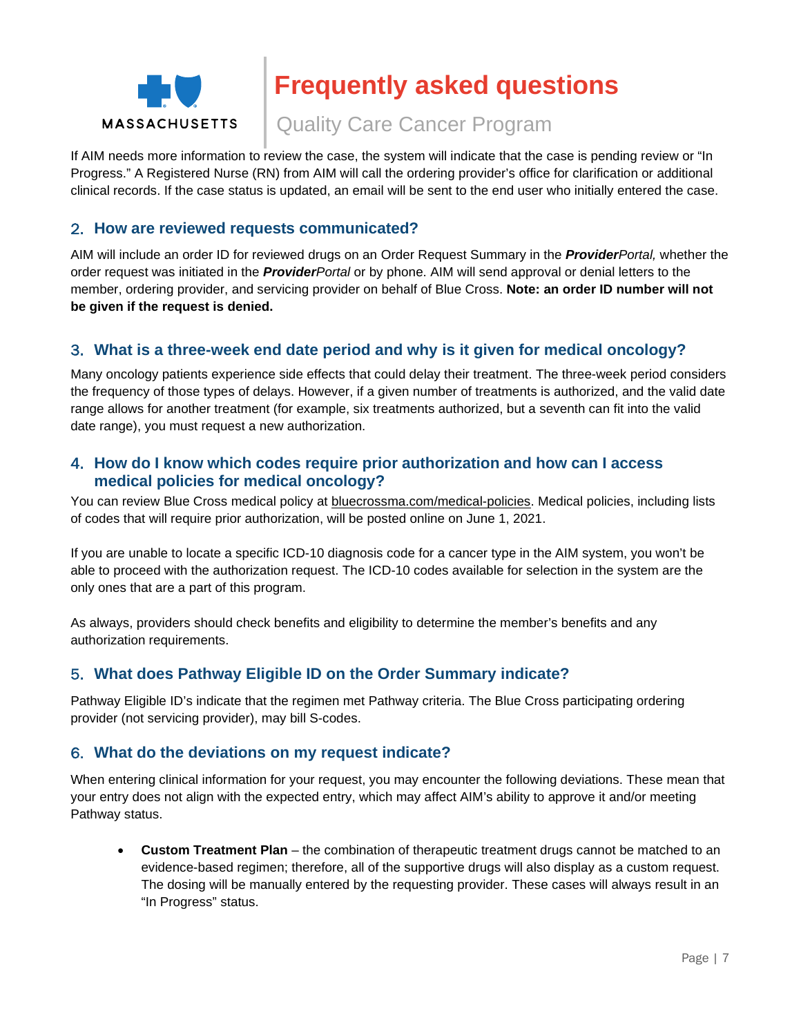If AIM needs more information to review the case, the system will indicate that the case is pending review or "In Progress." A Registered Nurse (RN) from AIM will call the ordering provider's office for clarification or additional clinical records. If the case status is updated, an email will be sent to the end user who initially entered the case.

## 2. How are reviewed requests communicated?

AIM will include an order ID for reviewed drugs on an Order Request Summary in the ***Provider**Portal,* whether the order request was initiated in the ***Provider**Portal* or by phone. AIM will send approval or denial letters to the member, ordering provider, and servicing provider on behalf of Blue Cross. **Note: an order ID number will not be given if the request is denied.**

## 3. What is a three-week end date period and why is it given for medical oncology?

Many oncology patients experience side effects that could delay their treatment. The three-week period considers the frequency of those types of delays. However, if a given number of treatments is authorized, and the valid date range allows for another treatment (for example, six treatments authorized, but a seventh can fit into the valid date range), you must request a new authorization.

## 4. How do I know which codes require prior authorization and how can I access medical policies for medical oncology?

You can review Blue Cross medical policy at bluecrossma.com/medical-policies. Medical policies, including lists of codes that will require prior authorization, will be posted online on June 1, 2021.

If you are unable to locate a specific ICD-10 diagnosis code for a cancer type in the AIM system, you won't be able to proceed with the authorization request. The ICD-10 codes available for selection in the system are the only ones that are a part of this program.

As always, providers should check benefits and eligibility to determine the member's benefits and any authorization requirements.

## 5. What does Pathway Eligible ID on the Order Summary indicate?

Pathway Eligible ID's indicate that the regimen met Pathway criteria. The Blue Cross participating ordering provider (not servicing provider), may bill S-codes.

## 6. What do the deviations on my request indicate?

When entering clinical information for your request, you may encounter the following deviations. These mean that your entry does not align with the expected entry, which may affect AIM's ability to approve it and/or meeting Pathway status.

- **Custom Treatment Plan** – the combination of therapeutic treatment drugs cannot be matched to an evidence-based regimen; therefore, all of the supportive drugs will also display as a custom request. The dosing will be manually entered by the requesting provider. These cases will always result in an "In Progress" status.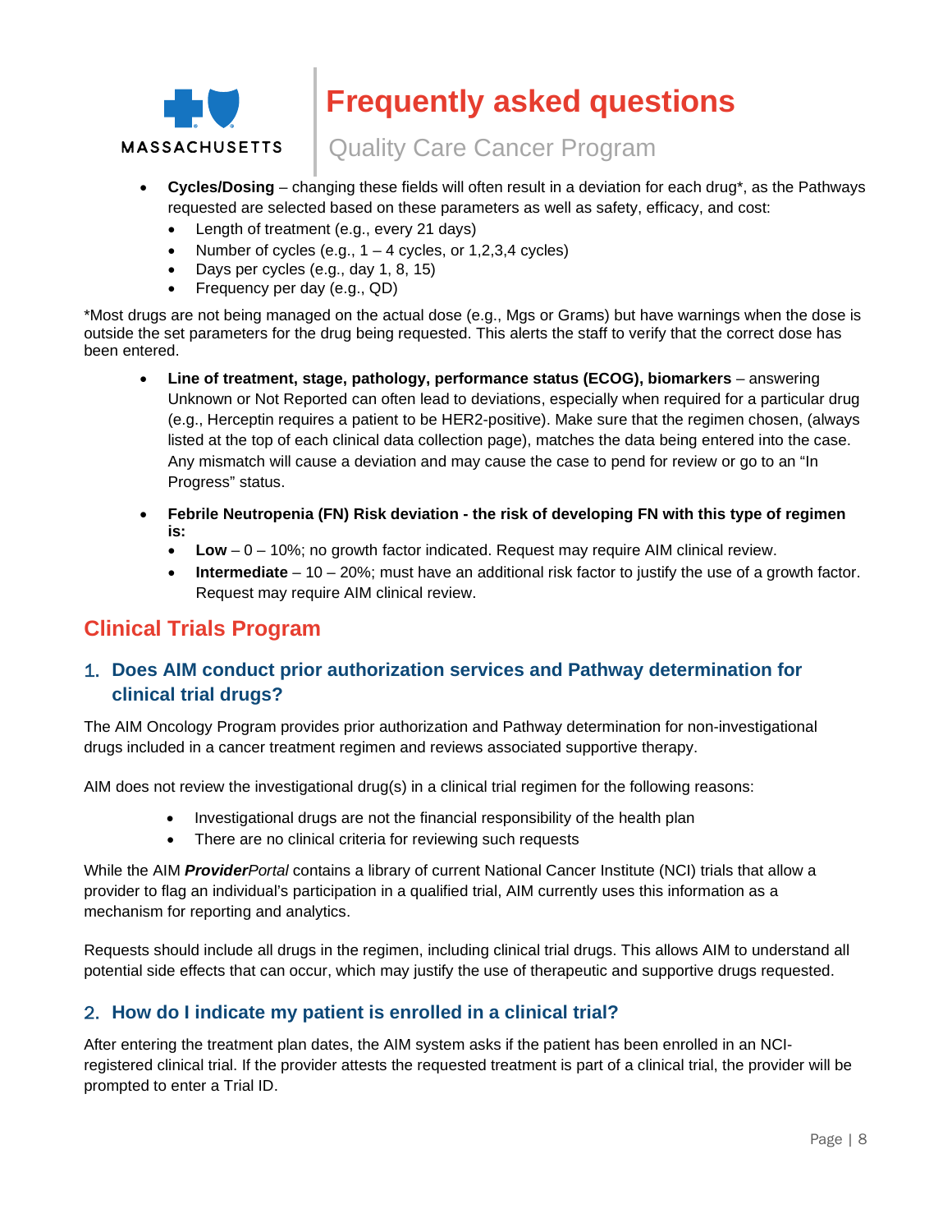- **Cycles/Dosing** – changing these fields will often result in a deviation for each drug*, as the Pathways requested are selected based on these parameters as well as safety, efficacy, and cost:
  - Length of treatment (e.g., every 21 days)
  - Number of cycles (e.g., 1 – 4 cycles, or 1,2,3,4 cycles)
  - Days per cycles (e.g., day 1, 8, 15)
  - Frequency per day (e.g., QD)

*Most drugs are not being managed on the actual dose (e.g., Mgs or Grams) but have warnings when the dose is outside the set parameters for the drug being requested. This alerts the staff to verify that the correct dose has been entered.

- **Line of treatment, stage, pathology, performance status (ECOG), biomarkers** – answering Unknown or Not Reported can often lead to deviations, especially when required for a particular drug (e.g., Herceptin requires a patient to be HER2-positive). Make sure that the regimen chosen, (always listed at the top of each clinical data collection page), matches the data being entered into the case. Any mismatch will cause a deviation and may cause the case to pend for review or go to an "In Progress" status.
- **Febrile Neutropenia (FN) Risk deviation - the risk of developing FN with this type of regimen is:**
  - **Low** – 0 – 10%; no growth factor indicated. Request may require AIM clinical review.
  - **Intermediate** – 10 – 20%; must have an additional risk factor to justify the use of a growth factor. Request may require AIM clinical review.

## Clinical Trials Program

### 1. Does AIM conduct prior authorization services and Pathway determination for clinical trial drugs?

The AIM Oncology Program provides prior authorization and Pathway determination for non-investigational drugs included in a cancer treatment regimen and reviews associated supportive therapy.

AIM does not review the investigational drug(s) in a clinical trial regimen for the following reasons:

- Investigational drugs are not the financial responsibility of the health plan
- There are no clinical criteria for reviewing such requests

While the AIM ***Provider****Portal* contains a library of current National Cancer Institute (NCI) trials that allow a provider to flag an individual's participation in a qualified trial, AIM currently uses this information as a mechanism for reporting and analytics.

Requests should include all drugs in the regimen, including clinical trial drugs. This allows AIM to understand all potential side effects that can occur, which may justify the use of therapeutic and supportive drugs requested.

### 2. How do I indicate my patient is enrolled in a clinical trial?

After entering the treatment plan dates, the AIM system asks if the patient has been enrolled in an NCI-registered clinical trial. If the provider attests the requested treatment is part of a clinical trial, the provider will be prompted to enter a Trial ID.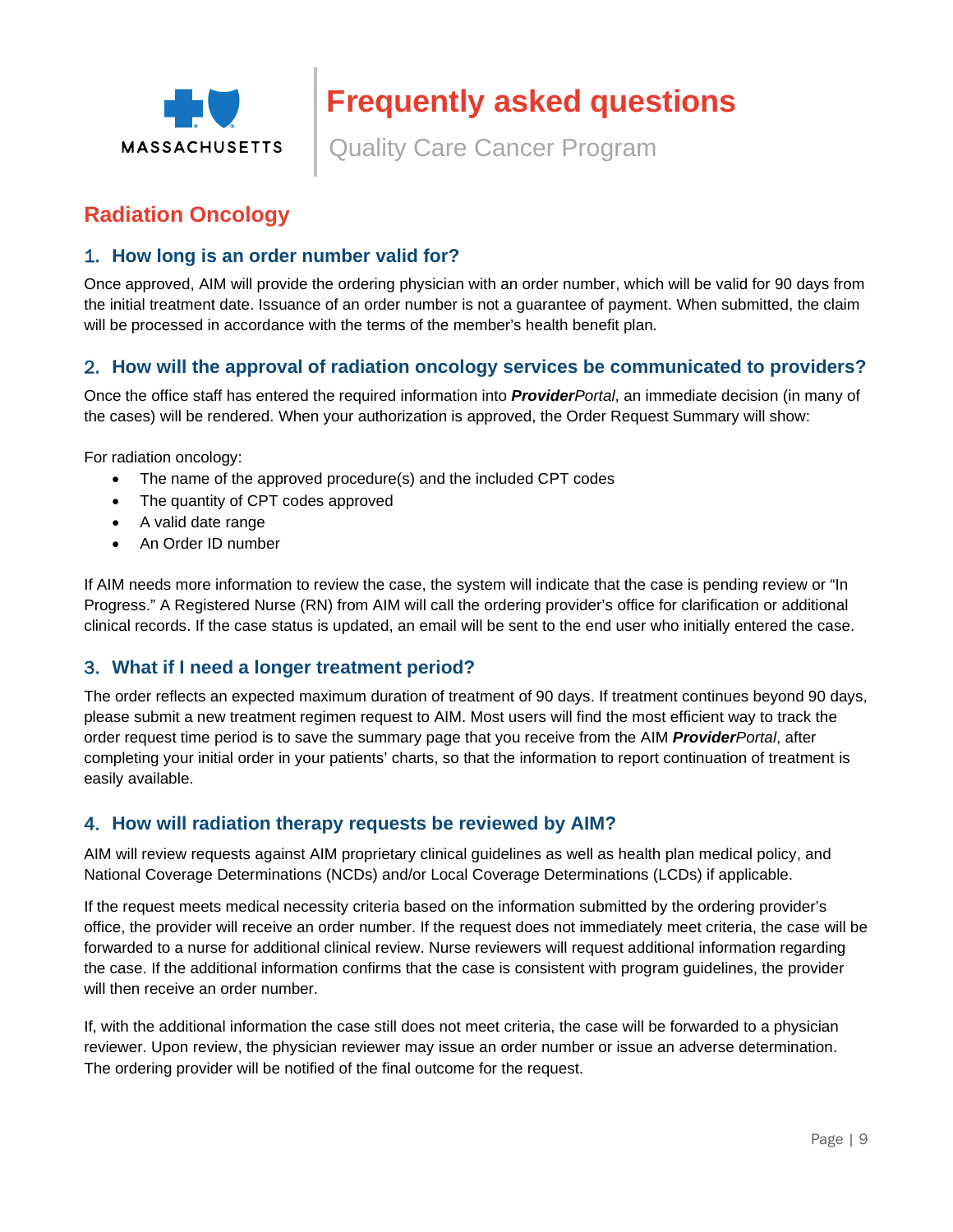## Radiation Oncology

### 1. How long is an order number valid for?

Once approved, AIM will provide the ordering physician with an order number, which will be valid for 90 days from the initial treatment date. Issuance of an order number is not a guarantee of payment. When submitted, the claim will be processed in accordance with the terms of the member's health benefit plan.

### 2. How will the approval of radiation oncology services be communicated to providers?

Once the office staff has entered the required information into ***Provider**Portal*, an immediate decision (in many of the cases) will be rendered. When your authorization is approved, the Order Request Summary will show:

For radiation oncology:

- The name of the approved procedure(s) and the included CPT codes
- The quantity of CPT codes approved
- A valid date range
- An Order ID number

If AIM needs more information to review the case, the system will indicate that the case is pending review or "In Progress." A Registered Nurse (RN) from AIM will call the ordering provider's office for clarification or additional clinical records. If the case status is updated, an email will be sent to the end user who initially entered the case.

### 3. What if I need a longer treatment period?

The order reflects an expected maximum duration of treatment of 90 days. If treatment continues beyond 90 days, please submit a new treatment regimen request to AIM. Most users will find the most efficient way to track the order request time period is to save the summary page that you receive from the AIM ***Provider**Portal*, after completing your initial order in your patients' charts, so that the information to report continuation of treatment is easily available.

### 4. How will radiation therapy requests be reviewed by AIM?

AIM will review requests against AIM proprietary clinical guidelines as well as health plan medical policy, and National Coverage Determinations (NCDs) and/or Local Coverage Determinations (LCDs) if applicable.

If the request meets medical necessity criteria based on the information submitted by the ordering provider's office, the provider will receive an order number. If the request does not immediately meet criteria, the case will be forwarded to a nurse for additional clinical review. Nurse reviewers will request additional information regarding the case. If the additional information confirms that the case is consistent with program guidelines, the provider will then receive an order number.

If, with the additional information the case still does not meet criteria, the case will be forwarded to a physician reviewer. Upon review, the physician reviewer may issue an order number or issue an adverse determination. The ordering provider will be notified of the final outcome for the request.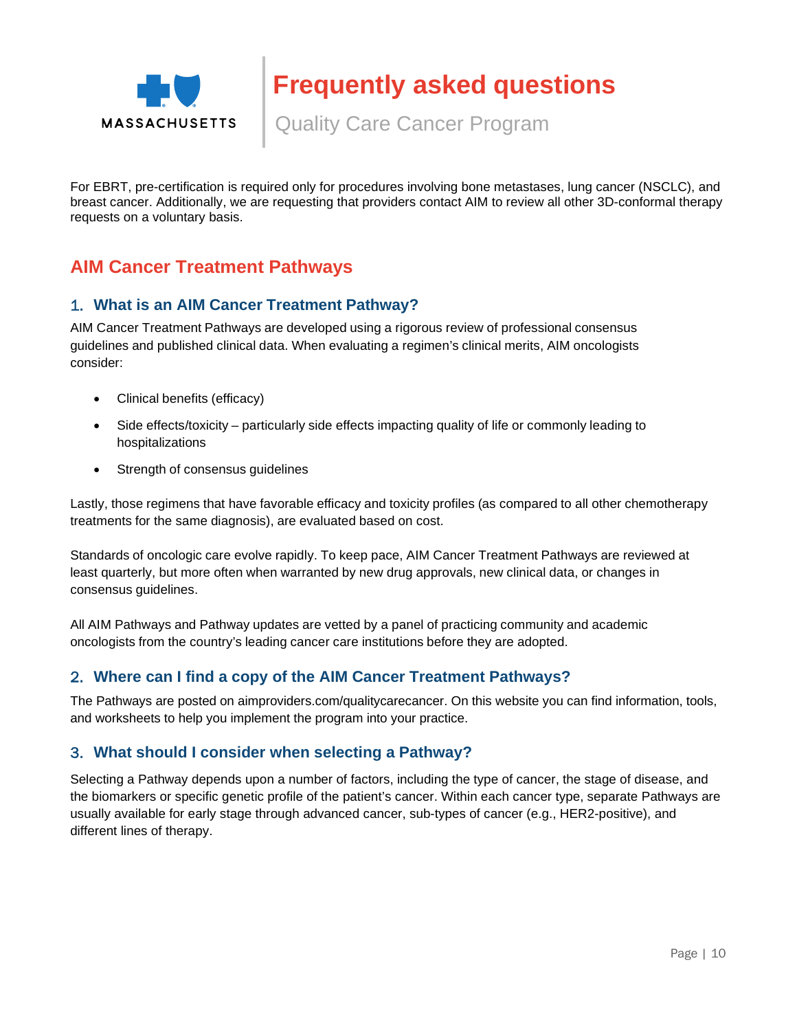For EBRT, pre-certification is required only for procedures involving bone metastases, lung cancer (NSCLC), and breast cancer. Additionally, we are requesting that providers contact AIM to review all other 3D-conformal therapy requests on a voluntary basis.

## AIM Cancer Treatment Pathways

### 1. What is an AIM Cancer Treatment Pathway?

AIM Cancer Treatment Pathways are developed using a rigorous review of professional consensus guidelines and published clinical data. When evaluating a regimen's clinical merits, AIM oncologists consider:

- Clinical benefits (efficacy)
- Side effects/toxicity – particularly side effects impacting quality of life or commonly leading to hospitalizations
- Strength of consensus guidelines

Lastly, those regimens that have favorable efficacy and toxicity profiles (as compared to all other chemotherapy treatments for the same diagnosis), are evaluated based on cost.

Standards of oncologic care evolve rapidly. To keep pace, AIM Cancer Treatment Pathways are reviewed at least quarterly, but more often when warranted by new drug approvals, new clinical data, or changes in consensus guidelines.

All AIM Pathways and Pathway updates are vetted by a panel of practicing community and academic oncologists from the country's leading cancer care institutions before they are adopted.

### 2. Where can I find a copy of the AIM Cancer Treatment Pathways?

The Pathways are posted on aimproviders.com/qualitycarecancer. On this website you can find information, tools, and worksheets to help you implement the program into your practice.

### 3. What should I consider when selecting a Pathway?

Selecting a Pathway depends upon a number of factors, including the type of cancer, the stage of disease, and the biomarkers or specific genetic profile of the patient's cancer. Within each cancer type, separate Pathways are usually available for early stage through advanced cancer, sub-types of cancer (e.g., HER2-positive), and different lines of therapy.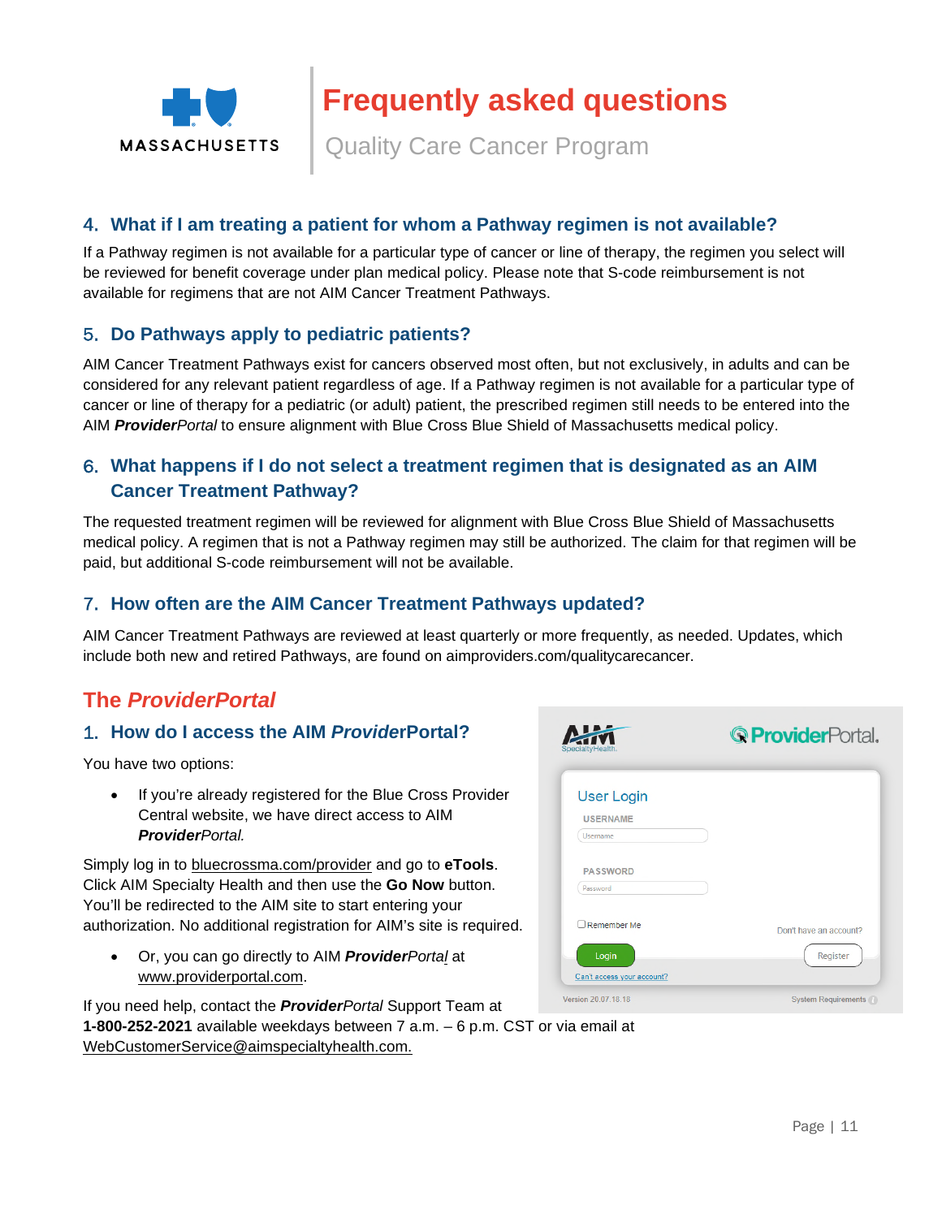# Frequently asked questions

Quality Care Cancer Program

### 4. What if I am treating a patient for whom a Pathway regimen is not available?

If a Pathway regimen is not available for a particular type of cancer or line of therapy, the regimen you select will be reviewed for benefit coverage under plan medical policy. Please note that S-code reimbursement is not available for regimens that are not AIM Cancer Treatment Pathways.

### 5. Do Pathways apply to pediatric patients?

AIM Cancer Treatment Pathways exist for cancers observed most often, but not exclusively, in adults and can be considered for any relevant patient regardless of age. If a Pathway regimen is not available for a particular type of cancer or line of therapy for a pediatric (or adult) patient, the prescribed regimen still needs to be entered into the AIM ***Provider**Portal* to ensure alignment with Blue Cross Blue Shield of Massachusetts medical policy.

### 6. What happens if I do not select a treatment regimen that is designated as an AIM Cancer Treatment Pathway?

The requested treatment regimen will be reviewed for alignment with Blue Cross Blue Shield of Massachusetts medical policy. A regimen that is not a Pathway regimen may still be authorized. The claim for that regimen will be paid, but additional S-code reimbursement will not be available.

### 7. How often are the AIM Cancer Treatment Pathways updated?

AIM Cancer Treatment Pathways are reviewed at least quarterly or more frequently, as needed. Updates, which include both new and retired Pathways, are found on aimproviders.com/qualitycarecancer.

## The *ProviderPortal*

### 1. How do I access the AIM *Provider*Portal?

You have two options:

- If you're already registered for the Blue Cross Provider Central website, we have direct access to AIM ***Provider**Portal.*

Simply log in to bluecrossma.com/provider and go to **eTools**. Click AIM Specialty Health and then use the **Go Now** button. You'll be redirected to the AIM site to start entering your authorization. No additional registration for AIM's site is required.

- Or, you can go directly to AIM ***Provider**Portal* at www.providerportal.com.

If you need help, contact the ***Provider**Portal* Support Team at **1-800-252-2021** available weekdays between 7 a.m. – 6 p.m. CST or via email at WebCustomerService@aimspecialtyhealth.com.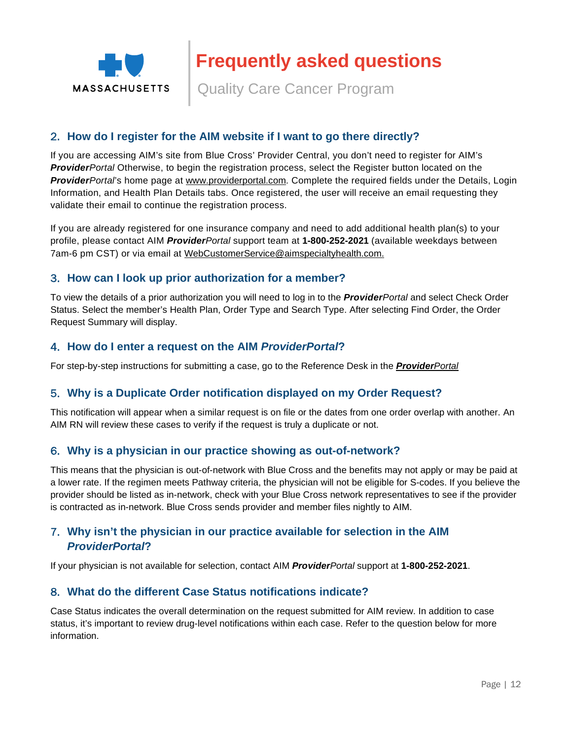2. **How do I register for the AIM website if I want to go there directly?**

If you are accessing AIM's site from Blue Cross' Provider Central, you don't need to register for AIM's ***Provider****Portal* Otherwise, to begin the registration process, select the Register button located on the ***Provider****Portal*'s home page at www.providerportal.com. Complete the required fields under the Details, Login Information, and Health Plan Details tabs. Once registered, the user will receive an email requesting they validate their email to continue the registration process.

If you are already registered for one insurance company and need to add additional health plan(s) to your profile, please contact AIM ***Provider****Portal* support team at **1-800-252-2021** (available weekdays between 7am-6 pm CST) or via email at WebCustomerService@aimspecialtyhealth.com.

3. **How can I look up prior authorization for a member?**

To view the details of a prior authorization you will need to log in to the ***Provider****Portal* and select Check Order Status. Select the member's Health Plan, Order Type and Search Type. After selecting Find Order, the Order Request Summary will display.

4. **How do I enter a request on the AIM *ProviderPortal*?**

For step-by-step instructions for submitting a case, go to the Reference Desk in the ***Provider****Portal*

5. **Why is a Duplicate Order notification displayed on my Order Request?**

This notification will appear when a similar request is on file or the dates from one order overlap with another. An AIM RN will review these cases to verify if the request is truly a duplicate or not.

6. **Why is a physician in our practice showing as out-of-network?**

This means that the physician is out-of-network with Blue Cross and the benefits may not apply or may be paid at a lower rate. If the regimen meets Pathway criteria, the physician will not be eligible for S-codes. If you believe the provider should be listed as in-network, check with your Blue Cross network representatives to see if the provider is contracted as in-network. Blue Cross sends provider and member files nightly to AIM.

7. **Why isn't the physician in our practice available for selection in the AIM *ProviderPortal*?**

If your physician is not available for selection, contact AIM ***Provider****Portal* support at **1-800-252-2021**.

8. **What do the different Case Status notifications indicate?**

Case Status indicates the overall determination on the request submitted for AIM review. In addition to case status, it's important to review drug-level notifications within each case. Refer to the question below for more information.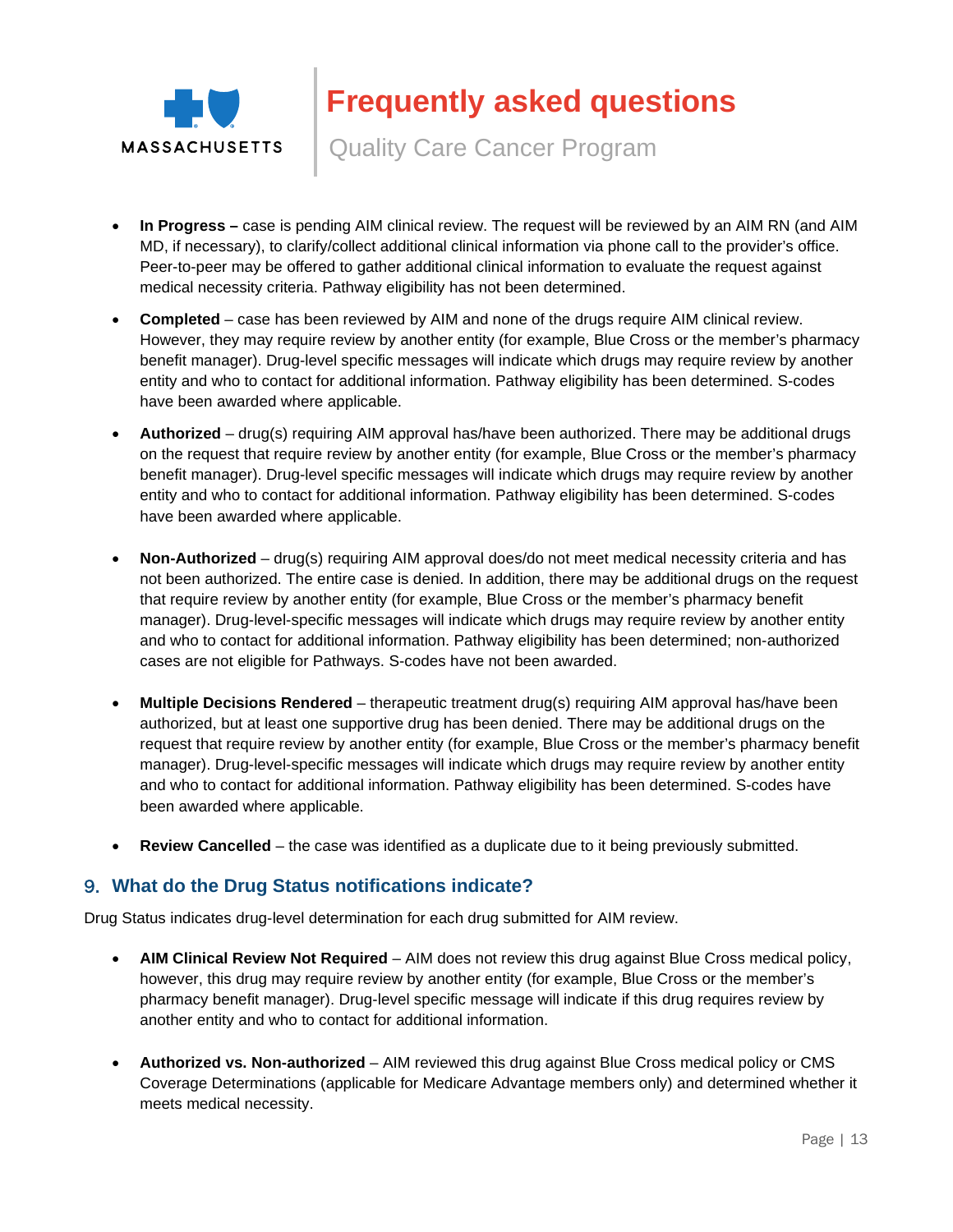- **In Progress –** case is pending AIM clinical review. The request will be reviewed by an AIM RN (and AIM MD, if necessary), to clarify/collect additional clinical information via phone call to the provider's office. Peer-to-peer may be offered to gather additional clinical information to evaluate the request against medical necessity criteria. Pathway eligibility has not been determined.

- **Completed** – case has been reviewed by AIM and none of the drugs require AIM clinical review. However, they may require review by another entity (for example, Blue Cross or the member's pharmacy benefit manager). Drug-level specific messages will indicate which drugs may require review by another entity and who to contact for additional information. Pathway eligibility has been determined. S-codes have been awarded where applicable.

- **Authorized** – drug(s) requiring AIM approval has/have been authorized. There may be additional drugs on the request that require review by another entity (for example, Blue Cross or the member's pharmacy benefit manager). Drug-level specific messages will indicate which drugs may require review by another entity and who to contact for additional information. Pathway eligibility has been determined. S-codes have been awarded where applicable.

- **Non-Authorized** – drug(s) requiring AIM approval does/do not meet medical necessity criteria and has not been authorized. The entire case is denied. In addition, there may be additional drugs on the request that require review by another entity (for example, Blue Cross or the member's pharmacy benefit manager). Drug-level-specific messages will indicate which drugs may require review by another entity and who to contact for additional information. Pathway eligibility has been determined; non-authorized cases are not eligible for Pathways. S-codes have not been awarded.

- **Multiple Decisions Rendered** – therapeutic treatment drug(s) requiring AIM approval has/have been authorized, but at least one supportive drug has been denied. There may be additional drugs on the request that require review by another entity (for example, Blue Cross or the member's pharmacy benefit manager). Drug-level-specific messages will indicate which drugs may require review by another entity and who to contact for additional information. Pathway eligibility has been determined. S-codes have been awarded where applicable.

- **Review Cancelled** – the case was identified as a duplicate due to it being previously submitted.

## 9. What do the Drug Status notifications indicate?

Drug Status indicates drug-level determination for each drug submitted for AIM review.

- **AIM Clinical Review Not Required** – AIM does not review this drug against Blue Cross medical policy, however, this drug may require review by another entity (for example, Blue Cross or the member's pharmacy benefit manager). Drug-level specific message will indicate if this drug requires review by another entity and who to contact for additional information.

- **Authorized vs. Non-authorized** – AIM reviewed this drug against Blue Cross medical policy or CMS Coverage Determinations (applicable for Medicare Advantage members only) and determined whether it meets medical necessity.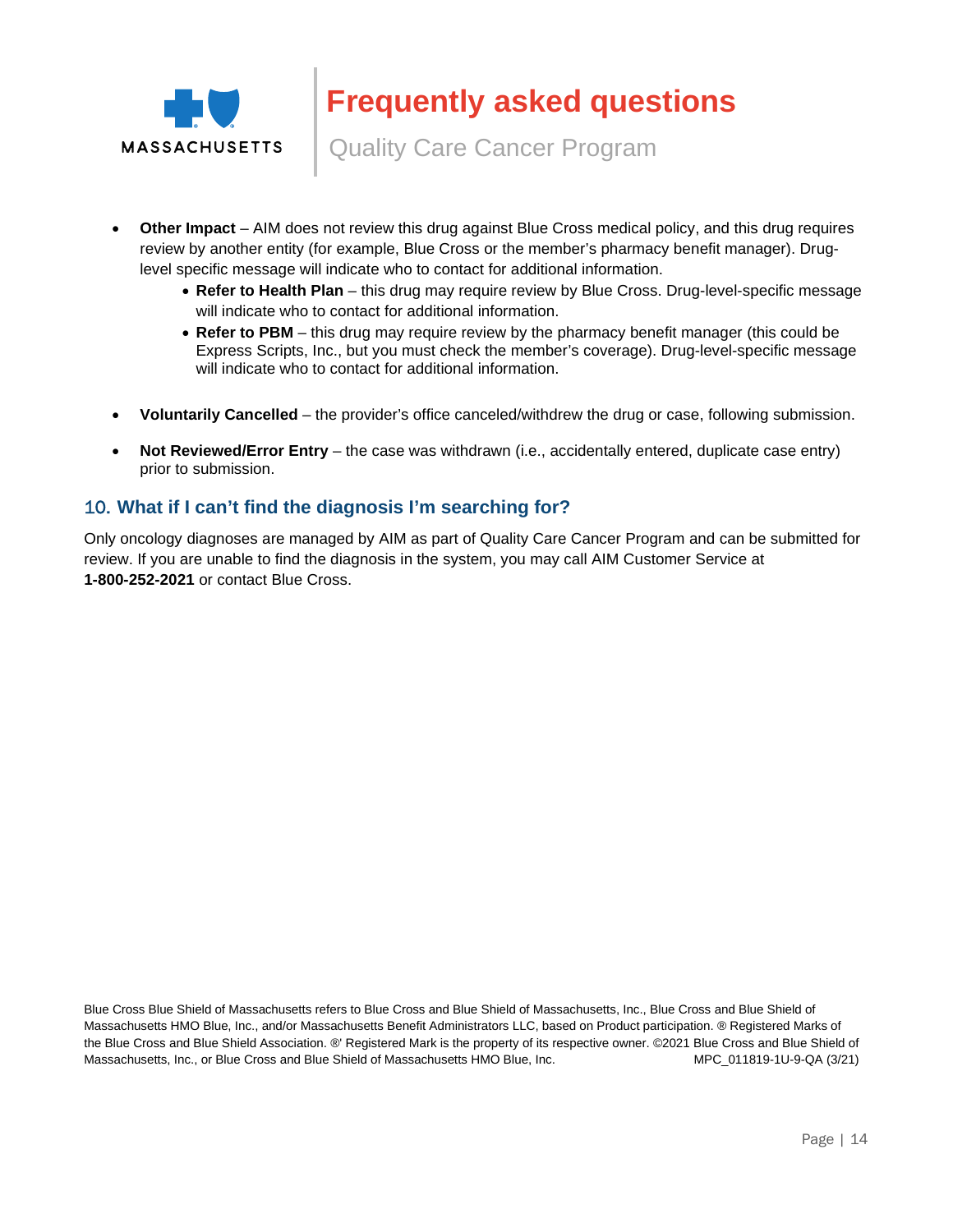- **Other Impact** – AIM does not review this drug against Blue Cross medical policy, and this drug requires review by another entity (for example, Blue Cross or the member's pharmacy benefit manager). Drug-level specific message will indicate who to contact for additional information.
  - **Refer to Health Plan** – this drug may require review by Blue Cross. Drug-level-specific message will indicate who to contact for additional information.
  - **Refer to PBM** – this drug may require review by the pharmacy benefit manager (this could be Express Scripts, Inc., but you must check the member's coverage). Drug-level-specific message will indicate who to contact for additional information.

- **Voluntarily Cancelled** – the provider's office canceled/withdrew the drug or case, following submission.

- **Not Reviewed/Error Entry** – the case was withdrawn (i.e., accidentally entered, duplicate case entry) prior to submission.

## 10. What if I can't find the diagnosis I'm searching for?

Only oncology diagnoses are managed by AIM as part of Quality Care Cancer Program and can be submitted for review. If you are unable to find the diagnosis in the system, you may call AIM Customer Service at **1-800-252-2021** or contact Blue Cross.

Blue Cross Blue Shield of Massachusetts refers to Blue Cross and Blue Shield of Massachusetts, Inc., Blue Cross and Blue Shield of Massachusetts HMO Blue, Inc., and/or Massachusetts Benefit Administrators LLC, based on Product participation. ® Registered Marks of the Blue Cross and Blue Shield Association. ®' Registered Mark is the property of its respective owner. ©2021 Blue Cross and Blue Shield of Massachusetts, Inc., or Blue Cross and Blue Shield of Massachusetts HMO Blue, Inc. MPC_011819-1U-9-QA (3/21)